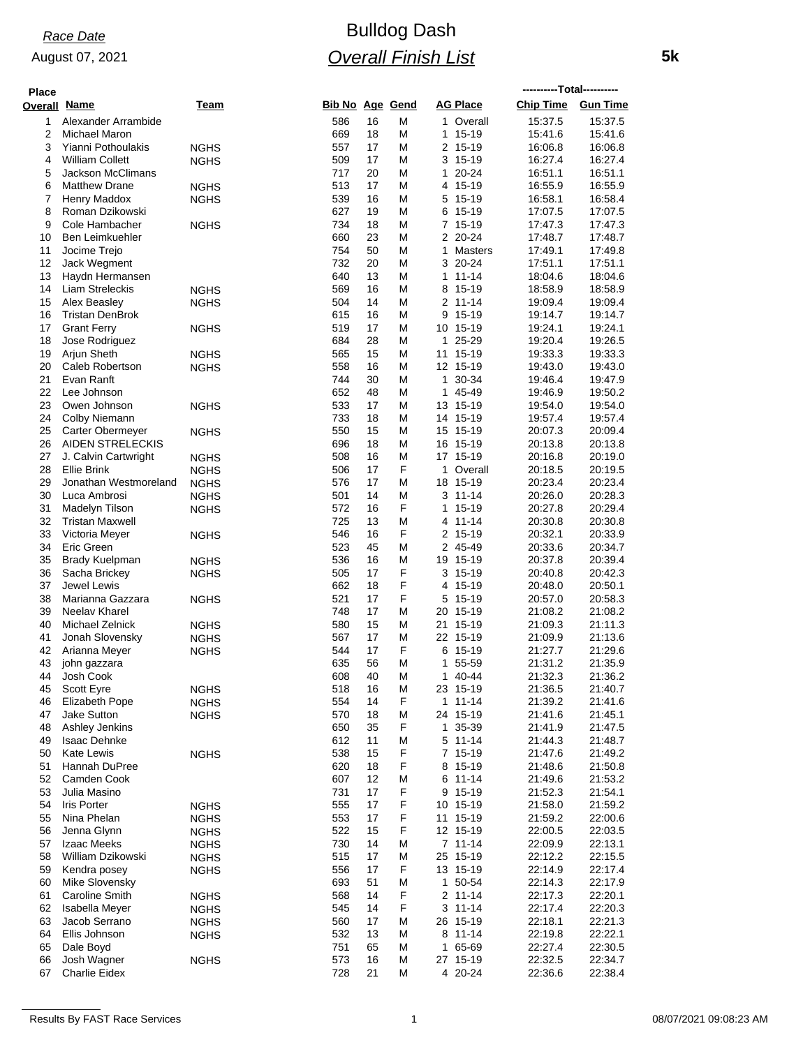*Race Date*

August 07, 2021

# Bulldog Dash

## *Overall Finish List*

**5k**

| Place Overall | Name | Team | Bib No | Age | Gend | AG Place | Chip Time | Gun Time |
|---|---|---|---|---|---|---|---|---|
| 1 | Alexander Arrambide | | 586 | 16 | M | 1 Overall | 15:37.5 | 15:37.5 |
| 2 | Michael Maron | | 669 | 18 | M | 1 15-19 | 15:41.6 | 15:41.6 |
| 3 | Yianni Pothoulakis | NGHS | 557 | 17 | M | 2 15-19 | 16:06.8 | 16:06.8 |
| 4 | William Collett | NGHS | 509 | 17 | M | 3 15-19 | 16:27.4 | 16:27.4 |
| 5 | Jackson McClimans | | 717 | 20 | M | 1 20-24 | 16:51.1 | 16:51.1 |
| 6 | Matthew Drane | NGHS | 513 | 17 | M | 4 15-19 | 16:55.9 | 16:55.9 |
| 7 | Henry Maddox | NGHS | 539 | 16 | M | 5 15-19 | 16:58.1 | 16:58.4 |
| 8 | Roman Dzikowski | | 627 | 19 | M | 6 15-19 | 17:07.5 | 17:07.5 |
| 9 | Cole Hambacher | NGHS | 734 | 18 | M | 7 15-19 | 17:47.3 | 17:47.3 |
| 10 | Ben Leimkuehler | | 660 | 23 | M | 2 20-24 | 17:48.7 | 17:48.7 |
| 11 | Jocime Trejo | | 754 | 50 | M | 1 Masters | 17:49.1 | 17:49.8 |
| 12 | Jack Wegment | | 732 | 20 | M | 3 20-24 | 17:51.1 | 17:51.1 |
| 13 | Haydn Hermansen | | 640 | 13 | M | 1 11-14 | 18:04.6 | 18:04.6 |
| 14 | Liam Streleckis | NGHS | 569 | 16 | M | 8 15-19 | 18:58.9 | 18:58.9 |
| 15 | Alex Beasley | NGHS | 504 | 14 | M | 2 11-14 | 19:09.4 | 19:09.4 |
| 16 | Tristan DenBrok | | 615 | 16 | M | 9 15-19 | 19:14.7 | 19:14.7 |
| 17 | Grant Ferry | NGHS | 519 | 17 | M | 10 15-19 | 19:24.1 | 19:24.1 |
| 18 | Jose Rodriguez | | 684 | 28 | M | 1 25-29 | 19:20.4 | 19:26.5 |
| 19 | Arjun Sheth | NGHS | 565 | 15 | M | 11 15-19 | 19:33.3 | 19:33.3 |
| 20 | Caleb Robertson | NGHS | 558 | 16 | M | 12 15-19 | 19:43.0 | 19:43.0 |
| 21 | Evan Ranft | | 744 | 30 | M | 1 30-34 | 19:46.4 | 19:47.9 |
| 22 | Lee Johnson | | 652 | 48 | M | 1 45-49 | 19:46.9 | 19:50.2 |
| 23 | Owen Johnson | NGHS | 533 | 17 | M | 13 15-19 | 19:54.0 | 19:54.0 |
| 24 | Colby Niemann | | 733 | 18 | M | 14 15-19 | 19:57.4 | 19:57.4 |
| 25 | Carter Obermeyer | NGHS | 550 | 15 | M | 15 15-19 | 20:07.3 | 20:09.4 |
| 26 | AIDEN STRELECKIS | | 696 | 18 | M | 16 15-19 | 20:13.8 | 20:13.8 |
| 27 | J. Calvin Cartwright | NGHS | 508 | 16 | M | 17 15-19 | 20:16.8 | 20:19.0 |
| 28 | Ellie Brink | NGHS | 506 | 17 | F | 1 Overall | 20:18.5 | 20:19.5 |
| 29 | Jonathan Westmoreland | NGHS | 576 | 17 | M | 18 15-19 | 20:23.4 | 20:23.4 |
| 30 | Luca Ambrosi | NGHS | 501 | 14 | M | 3 11-14 | 20:26.0 | 20:28.3 |
| 31 | Madelyn Tilson | NGHS | 572 | 16 | F | 1 15-19 | 20:27.8 | 20:29.4 |
| 32 | Tristan Maxwell | | 725 | 13 | M | 4 11-14 | 20:30.8 | 20:30.8 |
| 33 | Victoria Meyer | NGHS | 546 | 16 | F | 2 15-19 | 20:32.1 | 20:33.9 |
| 34 | Eric Green | | 523 | 45 | M | 2 45-49 | 20:33.6 | 20:34.7 |
| 35 | Brady Kuelpman | NGHS | 536 | 16 | M | 19 15-19 | 20:37.8 | 20:39.4 |
| 36 | Sacha Brickey | NGHS | 505 | 17 | F | 3 15-19 | 20:40.8 | 20:42.3 |
| 37 | Jewel Lewis | | 662 | 18 | F | 4 15-19 | 20:48.0 | 20:50.1 |
| 38 | Marianna Gazzara | NGHS | 521 | 17 | F | 5 15-19 | 20:57.0 | 20:58.3 |
| 39 | Neelav Kharel | | 748 | 17 | M | 20 15-19 | 21:08.2 | 21:08.2 |
| 40 | Michael Zelnick | NGHS | 580 | 15 | M | 21 15-19 | 21:09.3 | 21:11.3 |
| 41 | Jonah Slovensky | NGHS | 567 | 17 | M | 22 15-19 | 21:09.9 | 21:13.6 |
| 42 | Arianna Meyer | NGHS | 544 | 17 | F | 6 15-19 | 21:27.7 | 21:29.6 |
| 43 | john gazzara | | 635 | 56 | M | 1 55-59 | 21:31.2 | 21:35.9 |
| 44 | Josh Cook | | 608 | 40 | M | 1 40-44 | 21:32.3 | 21:36.2 |
| 45 | Scott Eyre | NGHS | 518 | 16 | M | 23 15-19 | 21:36.5 | 21:40.7 |
| 46 | Elizabeth Pope | NGHS | 554 | 14 | F | 1 11-14 | 21:39.2 | 21:41.6 |
| 47 | Jake Sutton | NGHS | 570 | 18 | M | 24 15-19 | 21:41.6 | 21:45.1 |
| 48 | Ashley Jenkins | | 650 | 35 | F | 1 35-39 | 21:41.9 | 21:47.5 |
| 49 | Isaac Dehnke | | 612 | 11 | M | 5 11-14 | 21:44.3 | 21:48.7 |
| 50 | Kate Lewis | NGHS | 538 | 15 | F | 7 15-19 | 21:47.6 | 21:49.2 |
| 51 | Hannah DuPree | | 620 | 18 | F | 8 15-19 | 21:48.6 | 21:50.8 |
| 52 | Camden Cook | | 607 | 12 | M | 6 11-14 | 21:49.6 | 21:53.2 |
| 53 | Julia Masino | | 731 | 17 | F | 9 15-19 | 21:52.3 | 21:54.1 |
| 54 | Iris Porter | NGHS | 555 | 17 | F | 10 15-19 | 21:58.0 | 21:59.2 |
| 55 | Nina Phelan | NGHS | 553 | 17 | F | 11 15-19 | 21:59.2 | 22:00.6 |
| 56 | Jenna Glynn | NGHS | 522 | 15 | F | 12 15-19 | 22:00.5 | 22:03.5 |
| 57 | Izaac Meeks | NGHS | 730 | 14 | M | 7 11-14 | 22:09.9 | 22:13.1 |
| 58 | William Dzikowski | NGHS | 515 | 17 | M | 25 15-19 | 22:12.2 | 22:15.5 |
| 59 | Kendra posey | NGHS | 556 | 17 | F | 13 15-19 | 22:14.9 | 22:17.4 |
| 60 | Mike Slovensky | | 693 | 51 | M | 1 50-54 | 22:14.3 | 22:17.9 |
| 61 | Caroline Smith | NGHS | 568 | 14 | F | 2 11-14 | 22:17.3 | 22:20.1 |
| 62 | Isabella Meyer | NGHS | 545 | 14 | F | 3 11-14 | 22:17.4 | 22:20.3 |
| 63 | Jacob Serrano | NGHS | 560 | 17 | M | 26 15-19 | 22:18.1 | 22:21.3 |
| 64 | Ellis Johnson | NGHS | 532 | 13 | M | 8 11-14 | 22:19.8 | 22:22.1 |
| 65 | Dale Boyd | | 751 | 65 | M | 1 65-69 | 22:27.4 | 22:30.5 |
| 66 | Josh Wagner | NGHS | 573 | 16 | M | 27 15-19 | 22:32.5 | 22:34.7 |
| 67 | Charlie Eidex | | 728 | 21 | M | 4 20-24 | 22:36.6 | 22:38.4 |

Results By FAST Race Services — 08/07/2021 09:08:23 AM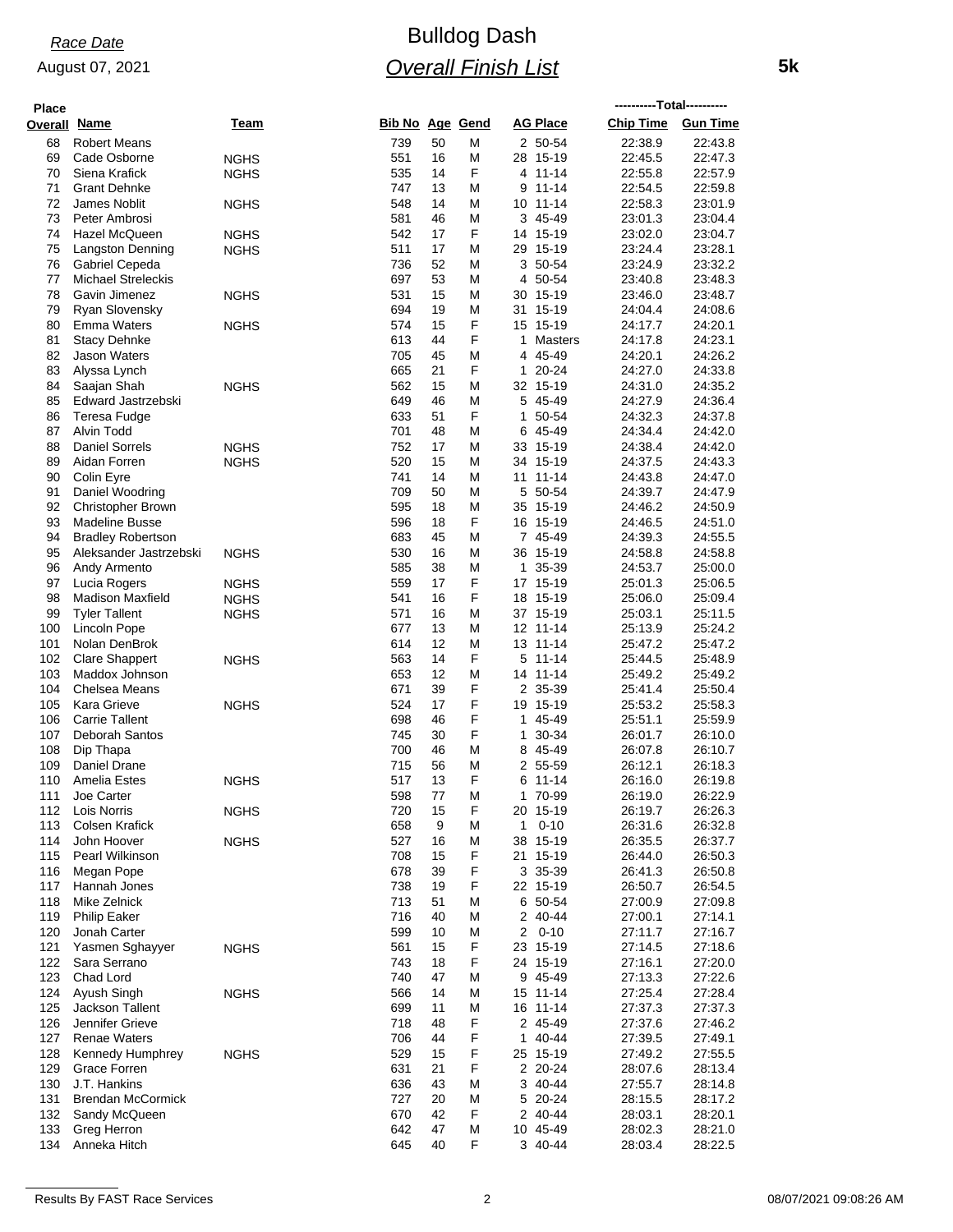*Race Date*

August 07, 2021

# Bulldog Dash

## *Overall Finish List*

**5k**

| Place Overall | Name | Team | Bib No | Age | Gend | AG Place | Chip Time | Gun Time |
|---|---|---|---|---|---|---|---|---|
| 68 | Robert Means | | 739 | 50 | M | 2 50-54 | 22:38.9 | 22:43.8 |
| 69 | Cade Osborne | NGHS | 551 | 16 | M | 28 15-19 | 22:45.5 | 22:47.3 |
| 70 | Siena Krafick | NGHS | 535 | 14 | F | 4 11-14 | 22:55.8 | 22:57.9 |
| 71 | Grant Dehnke | | 747 | 13 | M | 9 11-14 | 22:54.5 | 22:59.8 |
| 72 | James Noblit | NGHS | 548 | 14 | M | 10 11-14 | 22:58.3 | 23:01.9 |
| 73 | Peter Ambrosi | | 581 | 46 | M | 3 45-49 | 23:01.3 | 23:04.4 |
| 74 | Hazel McQueen | NGHS | 542 | 17 | F | 14 15-19 | 23:02.0 | 23:04.7 |
| 75 | Langston Denning | NGHS | 511 | 17 | M | 29 15-19 | 23:24.4 | 23:28.1 |
| 76 | Gabriel Cepeda | | 736 | 52 | M | 3 50-54 | 23:24.9 | 23:32.2 |
| 77 | Michael Streleckis | | 697 | 53 | M | 4 50-54 | 23:40.8 | 23:48.3 |
| 78 | Gavin Jimenez | NGHS | 531 | 15 | M | 30 15-19 | 23:46.0 | 23:48.7 |
| 79 | Ryan Slovensky | | 694 | 19 | M | 31 15-19 | 24:04.4 | 24:08.6 |
| 80 | Emma Waters | NGHS | 574 | 15 | F | 15 15-19 | 24:17.7 | 24:20.1 |
| 81 | Stacy Dehnke | | 613 | 44 | F | 1 Masters | 24:17.8 | 24:23.1 |
| 82 | Jason Waters | | 705 | 45 | M | 4 45-49 | 24:20.1 | 24:26.2 |
| 83 | Alyssa Lynch | | 665 | 21 | F | 1 20-24 | 24:27.0 | 24:33.8 |
| 84 | Saajan Shah | NGHS | 562 | 15 | M | 32 15-19 | 24:31.0 | 24:35.2 |
| 85 | Edward Jastrzebski | | 649 | 46 | M | 5 45-49 | 24:27.9 | 24:36.4 |
| 86 | Teresa Fudge | | 633 | 51 | F | 1 50-54 | 24:32.3 | 24:37.8 |
| 87 | Alvin Todd | | 701 | 48 | M | 6 45-49 | 24:34.4 | 24:42.0 |
| 88 | Daniel Sorrels | NGHS | 752 | 17 | M | 33 15-19 | 24:38.4 | 24:42.0 |
| 89 | Aidan Forren | NGHS | 520 | 15 | M | 34 15-19 | 24:37.5 | 24:43.3 |
| 90 | Colin Eyre | | 741 | 14 | M | 11 11-14 | 24:43.8 | 24:47.0 |
| 91 | Daniel Woodring | | 709 | 50 | M | 5 50-54 | 24:39.7 | 24:47.9 |
| 92 | Christopher Brown | | 595 | 18 | M | 35 15-19 | 24:46.2 | 24:50.9 |
| 93 | Madeline Busse | | 596 | 18 | F | 16 15-19 | 24:46.5 | 24:51.0 |
| 94 | Bradley Robertson | | 683 | 45 | M | 7 45-49 | 24:39.3 | 24:55.5 |
| 95 | Aleksander Jastrzebski | NGHS | 530 | 16 | M | 36 15-19 | 24:58.8 | 24:58.8 |
| 96 | Andy Armento | | 585 | 38 | M | 1 35-39 | 24:53.7 | 25:00.0 |
| 97 | Lucia Rogers | NGHS | 559 | 17 | F | 17 15-19 | 25:01.3 | 25:06.5 |
| 98 | Madison Maxfield | NGHS | 541 | 16 | F | 18 15-19 | 25:06.0 | 25:09.4 |
| 99 | Tyler Tallent | NGHS | 571 | 16 | M | 37 15-19 | 25:03.1 | 25:11.5 |
| 100 | Lincoln Pope | | 677 | 13 | M | 12 11-14 | 25:13.9 | 25:24.2 |
| 101 | Nolan DenBrok | | 614 | 12 | M | 13 11-14 | 25:47.2 | 25:47.2 |
| 102 | Clare Shappert | NGHS | 563 | 14 | F | 5 11-14 | 25:44.5 | 25:48.9 |
| 103 | Maddox Johnson | | 653 | 12 | M | 14 11-14 | 25:49.2 | 25:49.2 |
| 104 | Chelsea Means | | 671 | 39 | F | 2 35-39 | 25:41.4 | 25:50.4 |
| 105 | Kara Grieve | NGHS | 524 | 17 | F | 19 15-19 | 25:53.2 | 25:58.3 |
| 106 | Carrie Tallent | | 698 | 46 | F | 1 45-49 | 25:51.1 | 25:59.9 |
| 107 | Deborah Santos | | 745 | 30 | F | 1 30-34 | 26:01.7 | 26:10.0 |
| 108 | Dip Thapa | | 700 | 46 | M | 8 45-49 | 26:07.8 | 26:10.7 |
| 109 | Daniel Drane | | 715 | 56 | M | 2 55-59 | 26:12.1 | 26:18.3 |
| 110 | Amelia Estes | NGHS | 517 | 13 | F | 6 11-14 | 26:16.0 | 26:19.8 |
| 111 | Joe Carter | | 598 | 77 | M | 1 70-99 | 26:19.0 | 26:22.9 |
| 112 | Lois Norris | NGHS | 720 | 15 | F | 20 15-19 | 26:19.7 | 26:26.3 |
| 113 | Colsen Krafick | | 658 | 9 | M | 1 0-10 | 26:31.6 | 26:32.8 |
| 114 | John Hoover | NGHS | 527 | 16 | M | 38 15-19 | 26:35.5 | 26:37.7 |
| 115 | Pearl Wilkinson | | 708 | 15 | F | 21 15-19 | 26:44.0 | 26:50.3 |
| 116 | Megan Pope | | 678 | 39 | F | 3 35-39 | 26:41.3 | 26:50.8 |
| 117 | Hannah Jones | | 738 | 19 | F | 22 15-19 | 26:50.7 | 26:54.5 |
| 118 | Mike Zelnick | | 713 | 51 | M | 6 50-54 | 27:00.9 | 27:09.8 |
| 119 | Philip Eaker | | 716 | 40 | M | 2 40-44 | 27:00.1 | 27:14.1 |
| 120 | Jonah Carter | | 599 | 10 | M | 2 0-10 | 27:11.7 | 27:16.7 |
| 121 | Yasmen Sghayyer | NGHS | 561 | 15 | F | 23 15-19 | 27:14.5 | 27:18.6 |
| 122 | Sara Serrano | | 743 | 18 | F | 24 15-19 | 27:16.1 | 27:20.0 |
| 123 | Chad Lord | | 740 | 47 | M | 9 45-49 | 27:13.3 | 27:22.6 |
| 124 | Ayush Singh | NGHS | 566 | 14 | M | 15 11-14 | 27:25.4 | 27:28.4 |
| 125 | Jackson Tallent | | 699 | 11 | M | 16 11-14 | 27:37.3 | 27:37.3 |
| 126 | Jennifer Grieve | | 718 | 48 | F | 2 45-49 | 27:37.6 | 27:46.2 |
| 127 | Renae Waters | | 706 | 44 | F | 1 40-44 | 27:39.5 | 27:49.1 |
| 128 | Kennedy Humphrey | NGHS | 529 | 15 | F | 25 15-19 | 27:49.2 | 27:55.5 |
| 129 | Grace Forren | | 631 | 21 | F | 2 20-24 | 28:07.6 | 28:13.4 |
| 130 | J.T. Hankins | | 636 | 43 | M | 3 40-44 | 27:55.7 | 28:14.8 |
| 131 | Brendan McCormick | | 727 | 20 | M | 5 20-24 | 28:15.5 | 28:17.2 |
| 132 | Sandy McQueen | | 670 | 42 | F | 2 40-44 | 28:03.1 | 28:20.1 |
| 133 | Greg Herron | | 642 | 47 | M | 10 45-49 | 28:02.3 | 28:21.0 |
| 134 | Anneka Hitch | | 645 | 40 | F | 3 40-44 | 28:03.4 | 28:22.5 |

Results By FAST Race Services    08/07/2021 09:08:26 AM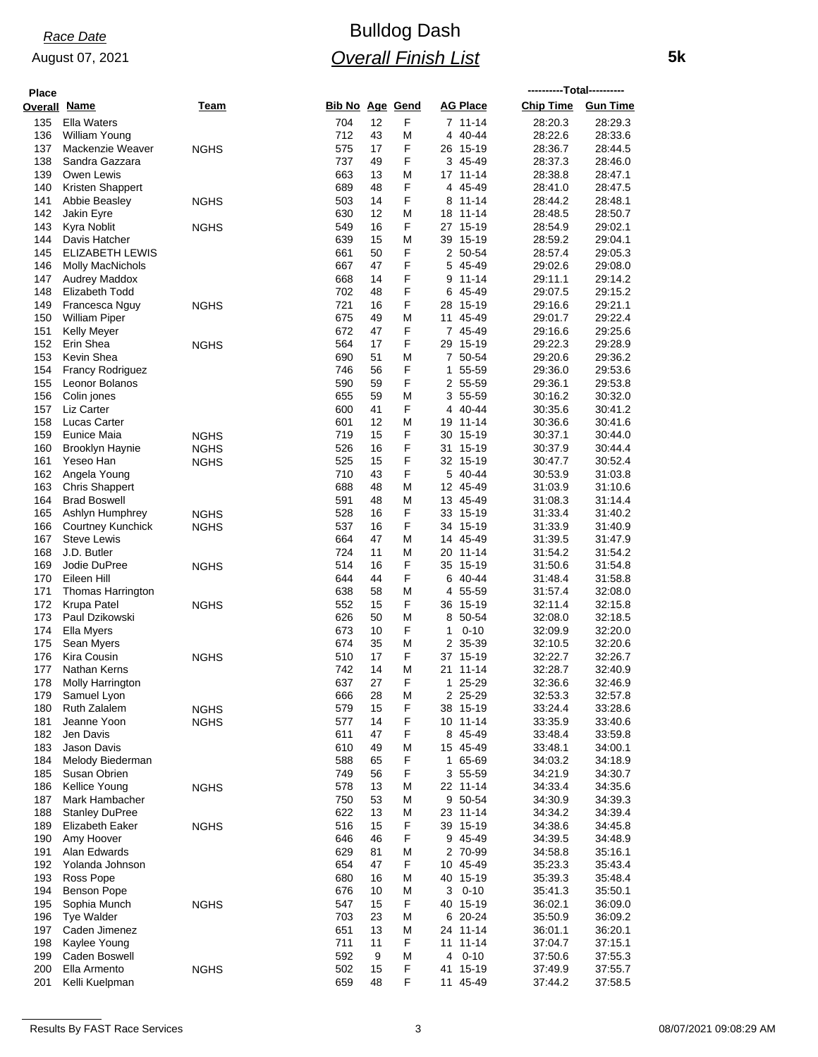**Race Date**

August 07, 2021

# Bulldog Dash

## *Overall Finish List*

**5k**

| Place Overall | Name | Team | Bib No | Age | Gend | AG Place | Chip Time | Gun Time |
|---|---|---|---|---|---|---|---|---|
| 135 | Ella Waters | | 704 | 12 | F | 7 11-14 | 28:20.3 | 28:29.3 |
| 136 | William Young | | 712 | 43 | M | 4 40-44 | 28:22.6 | 28:33.6 |
| 137 | Mackenzie Weaver | NGHS | 575 | 17 | F | 26 15-19 | 28:36.7 | 28:44.5 |
| 138 | Sandra Gazzara | | 737 | 49 | F | 3 45-49 | 28:37.3 | 28:46.0 |
| 139 | Owen Lewis | | 663 | 13 | M | 17 11-14 | 28:38.8 | 28:47.1 |
| 140 | Kristen Shappert | | 689 | 48 | F | 4 45-49 | 28:41.0 | 28:47.5 |
| 141 | Abbie Beasley | NGHS | 503 | 14 | F | 8 11-14 | 28:44.2 | 28:48.1 |
| 142 | Jakin Eyre | | 630 | 12 | M | 18 11-14 | 28:48.5 | 28:50.7 |
| 143 | Kyra Noblit | NGHS | 549 | 16 | F | 27 15-19 | 28:54.9 | 29:02.1 |
| 144 | Davis Hatcher | | 639 | 15 | M | 39 15-19 | 28:59.2 | 29:04.1 |
| 145 | ELIZABETH LEWIS | | 661 | 50 | F | 2 50-54 | 28:57.4 | 29:05.3 |
| 146 | Molly MacNichols | | 667 | 47 | F | 5 45-49 | 29:02.6 | 29:08.0 |
| 147 | Audrey Maddox | | 668 | 14 | F | 9 11-14 | 29:11.1 | 29:14.2 |
| 148 | Elizabeth Todd | | 702 | 48 | F | 6 45-49 | 29:07.5 | 29:15.2 |
| 149 | Francesca Nguy | NGHS | 721 | 16 | F | 28 15-19 | 29:16.6 | 29:21.1 |
| 150 | William Piper | | 675 | 49 | M | 11 45-49 | 29:01.7 | 29:22.4 |
| 151 | Kelly Meyer | | 672 | 47 | F | 7 45-49 | 29:16.6 | 29:25.6 |
| 152 | Erin Shea | NGHS | 564 | 17 | F | 29 15-19 | 29:22.3 | 29:28.9 |
| 153 | Kevin Shea | | 690 | 51 | M | 7 50-54 | 29:20.6 | 29:36.2 |
| 154 | Francy Rodriguez | | 746 | 56 | F | 1 55-59 | 29:36.0 | 29:53.6 |
| 155 | Leonor Bolanos | | 590 | 59 | F | 2 55-59 | 29:36.1 | 29:53.8 |
| 156 | Colin jones | | 655 | 59 | M | 3 55-59 | 30:16.2 | 30:32.0 |
| 157 | Liz Carter | | 600 | 41 | F | 4 40-44 | 30:35.6 | 30:41.2 |
| 158 | Lucas Carter | | 601 | 12 | M | 19 11-14 | 30:36.6 | 30:41.6 |
| 159 | Eunice Maia | NGHS | 719 | 15 | F | 30 15-19 | 30:37.1 | 30:44.0 |
| 160 | Brooklyn Haynie | NGHS | 526 | 16 | F | 31 15-19 | 30:37.9 | 30:44.4 |
| 161 | Yeseo Han | NGHS | 525 | 15 | F | 32 15-19 | 30:47.7 | 30:52.4 |
| 162 | Angela Young | | 710 | 43 | F | 5 40-44 | 30:53.9 | 31:03.8 |
| 163 | Chris Shappert | | 688 | 48 | M | 12 45-49 | 31:03.9 | 31:10.6 |
| 164 | Brad Boswell | | 591 | 48 | M | 13 45-49 | 31:08.3 | 31:14.4 |
| 165 | Ashlyn Humphrey | NGHS | 528 | 16 | F | 33 15-19 | 31:33.4 | 31:40.2 |
| 166 | Courtney Kunchick | NGHS | 537 | 16 | F | 34 15-19 | 31:33.9 | 31:40.9 |
| 167 | Steve Lewis | | 664 | 47 | M | 14 45-49 | 31:39.5 | 31:47.9 |
| 168 | J.D. Butler | | 724 | 11 | M | 20 11-14 | 31:54.2 | 31:54.2 |
| 169 | Jodie DuPree | NGHS | 514 | 16 | F | 35 15-19 | 31:50.6 | 31:54.8 |
| 170 | Eileen Hill | | 644 | 44 | F | 6 40-44 | 31:48.4 | 31:58.8 |
| 171 | Thomas Harrington | | 638 | 58 | M | 4 55-59 | 31:57.4 | 32:08.0 |
| 172 | Krupa Patel | NGHS | 552 | 15 | F | 36 15-19 | 32:11.4 | 32:15.8 |
| 173 | Paul Dzikowski | | 626 | 50 | M | 8 50-54 | 32:08.0 | 32:18.5 |
| 174 | Ella Myers | | 673 | 10 | F | 1 0-10 | 32:09.9 | 32:20.0 |
| 175 | Sean Myers | | 674 | 35 | M | 2 35-39 | 32:10.5 | 32:20.6 |
| 176 | Kira Cousin | NGHS | 510 | 17 | F | 37 15-19 | 32:22.7 | 32:26.7 |
| 177 | Nathan Kerns | | 742 | 14 | M | 21 11-14 | 32:28.7 | 32:40.9 |
| 178 | Molly Harrington | | 637 | 27 | F | 1 25-29 | 32:36.6 | 32:46.9 |
| 179 | Samuel Lyon | | 666 | 28 | M | 2 25-29 | 32:53.3 | 32:57.8 |
| 180 | Ruth Zalalem | NGHS | 579 | 15 | F | 38 15-19 | 33:24.4 | 33:28.6 |
| 181 | Jeanne Yoon | NGHS | 577 | 14 | F | 10 11-14 | 33:35.9 | 33:40.6 |
| 182 | Jen Davis | | 611 | 47 | F | 8 45-49 | 33:48.4 | 33:59.8 |
| 183 | Jason Davis | | 610 | 49 | M | 15 45-49 | 33:48.1 | 34:00.1 |
| 184 | Melody Biederman | | 588 | 65 | F | 1 65-69 | 34:03.2 | 34:18.9 |
| 185 | Susan Obrien | | 749 | 56 | F | 3 55-59 | 34:21.9 | 34:30.7 |
| 186 | Kellice Young | NGHS | 578 | 13 | M | 22 11-14 | 34:33.4 | 34:35.6 |
| 187 | Mark Hambacher | | 750 | 53 | M | 9 50-54 | 34:30.9 | 34:39.3 |
| 188 | Stanley DuPree | | 622 | 13 | M | 23 11-14 | 34:34.2 | 34:39.4 |
| 189 | Elizabeth Eaker | NGHS | 516 | 15 | F | 39 15-19 | 34:38.6 | 34:45.8 |
| 190 | Amy Hoover | | 646 | 46 | F | 9 45-49 | 34:39.5 | 34:48.9 |
| 191 | Alan Edwards | | 629 | 81 | M | 2 70-99 | 34:58.8 | 35:16.1 |
| 192 | Yolanda Johnson | | 654 | 47 | F | 10 45-49 | 35:23.3 | 35:43.4 |
| 193 | Ross Pope | | 680 | 16 | M | 40 15-19 | 35:39.3 | 35:48.4 |
| 194 | Benson Pope | | 676 | 10 | M | 3 0-10 | 35:41.3 | 35:50.1 |
| 195 | Sophia Munch | NGHS | 547 | 15 | F | 40 15-19 | 36:02.1 | 36:09.0 |
| 196 | Tye Walder | | 703 | 23 | M | 6 20-24 | 35:50.9 | 36:09.2 |
| 197 | Caden Jimenez | | 651 | 13 | M | 24 11-14 | 36:01.1 | 36:20.1 |
| 198 | Kaylee Young | | 711 | 11 | F | 11 11-14 | 37:04.7 | 37:15.1 |
| 199 | Caden Boswell | | 592 | 9 | M | 4 0-10 | 37:50.6 | 37:55.3 |
| 200 | Ella Armento | NGHS | 502 | 15 | F | 41 15-19 | 37:49.9 | 37:55.7 |
| 201 | Kelli Kuelpman | | 659 | 48 | F | 11 45-49 | 37:44.2 | 37:58.5 |

Results By FAST Race Services | 08/07/2021 09:08:29 AM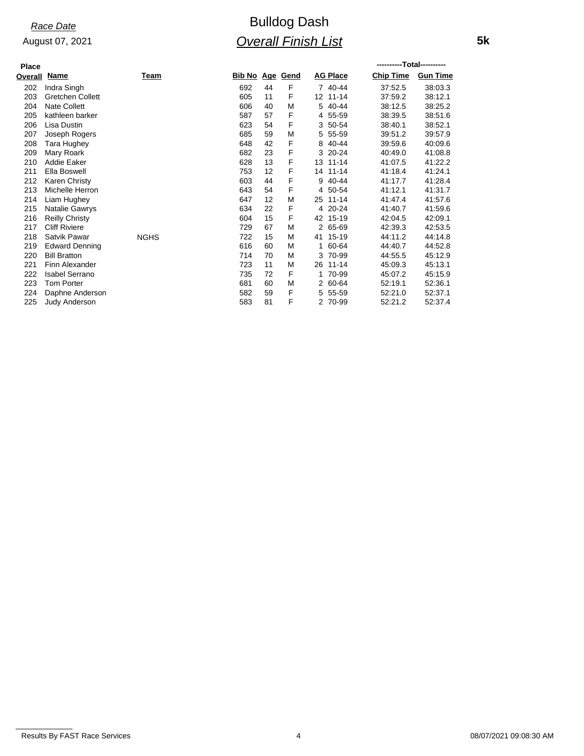*Race Date*

August 07, 2021

# Bulldog Dash

## *Overall Finish List*

**5k**

| Place Overall | Name | Team | Bib No | Age | Gend | AG Place | | ----------Total---------- Chip Time | Gun Time |
|---|---|---|---|---|---|---|---|---|---|
| 202 | Indra Singh | | 692 | 44 | F | 7 | 40-44 | 37:52.5 | 38:03.3 |
| 203 | Gretchen Collett | | 605 | 11 | F | 12 | 11-14 | 37:59.2 | 38:12.1 |
| 204 | Nate Collett | | 606 | 40 | M | 5 | 40-44 | 38:12.5 | 38:25.2 |
| 205 | kathleen barker | | 587 | 57 | F | 4 | 55-59 | 38:39.5 | 38:51.6 |
| 206 | Lisa Dustin | | 623 | 54 | F | 3 | 50-54 | 38:40.1 | 38:52.1 |
| 207 | Joseph Rogers | | 685 | 59 | M | 5 | 55-59 | 39:51.2 | 39:57.9 |
| 208 | Tara Hughey | | 648 | 42 | F | 8 | 40-44 | 39:59.6 | 40:09.6 |
| 209 | Mary Roark | | 682 | 23 | F | 3 | 20-24 | 40:49.0 | 41:08.8 |
| 210 | Addie Eaker | | 628 | 13 | F | 13 | 11-14 | 41:07.5 | 41:22.2 |
| 211 | Ella Boswell | | 753 | 12 | F | 14 | 11-14 | 41:18.4 | 41:24.1 |
| 212 | Karen Christy | | 603 | 44 | F | 9 | 40-44 | 41:17.7 | 41:28.4 |
| 213 | Michelle Herron | | 643 | 54 | F | 4 | 50-54 | 41:12.1 | 41:31.7 |
| 214 | Liam Hughey | | 647 | 12 | M | 25 | 11-14 | 41:47.4 | 41:57.6 |
| 215 | Natalie Gawrys | | 634 | 22 | F | 4 | 20-24 | 41:40.7 | 41:59.6 |
| 216 | Reilly Christy | | 604 | 15 | F | 42 | 15-19 | 42:04.5 | 42:09.1 |
| 217 | Cliff Riviere | | 729 | 67 | M | 2 | 65-69 | 42:39.3 | 42:53.5 |
| 218 | Satvik Pawar | NGHS | 722 | 15 | M | 41 | 15-19 | 44:11.2 | 44:14.8 |
| 219 | Edward Denning | | 616 | 60 | M | 1 | 60-64 | 44:40.7 | 44:52.8 |
| 220 | Bill Bratton | | 714 | 70 | M | 3 | 70-99 | 44:55.5 | 45:12.9 |
| 221 | Finn Alexander | | 723 | 11 | M | 26 | 11-14 | 45:09.3 | 45:13.1 |
| 222 | Isabel Serrano | | 735 | 72 | F | 1 | 70-99 | 45:07.2 | 45:15.9 |
| 223 | Tom Porter | | 681 | 60 | M | 2 | 60-64 | 52:19.1 | 52:36.1 |
| 224 | Daphne Anderson | | 582 | 59 | F | 5 | 55-59 | 52:21.0 | 52:37.1 |
| 225 | Judy Anderson | | 583 | 81 | F | 2 | 70-99 | 52:21.2 | 52:37.4 |

Results By FAST Race Services

08/07/2021 09:08:30 AM